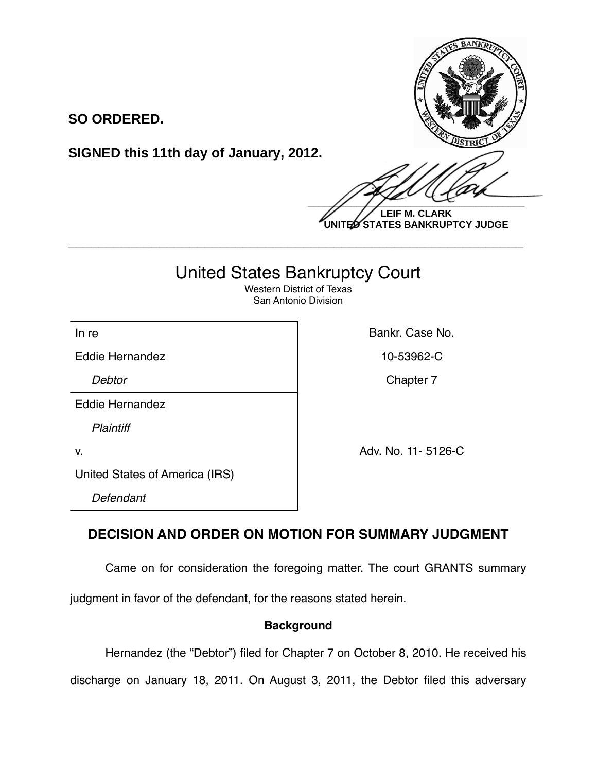**SO ORDERED.**

**SIGNED this 11th day of January, 2012.**

**LEIF M. CLARK**
**UNITED STATES BANKRUPTCY JUDGE**

---

# United States Bankruptcy Court

Western District of Texas
San Antonio Division

| | |
|---|---|
| In re | Bankr. Case No. |
| Eddie Hernandez | 10-53962-C |
| *Debtor* | Chapter 7 |
| Eddie Hernandez | |
| *Plaintiff* | |
| v. | Adv. No. 11- 5126-C |
| United States of America (IRS) | |
| *Defendant* | |

## DECISION AND ORDER ON MOTION FOR SUMMARY JUDGMENT

Came on for consideration the foregoing matter. The court GRANTS summary judgment in favor of the defendant, for the reasons stated herein.

### Background

Hernandez (the "Debtor") filed for Chapter 7 on October 8, 2010. He received his discharge on January 18, 2011. On August 3, 2011, the Debtor filed this adversary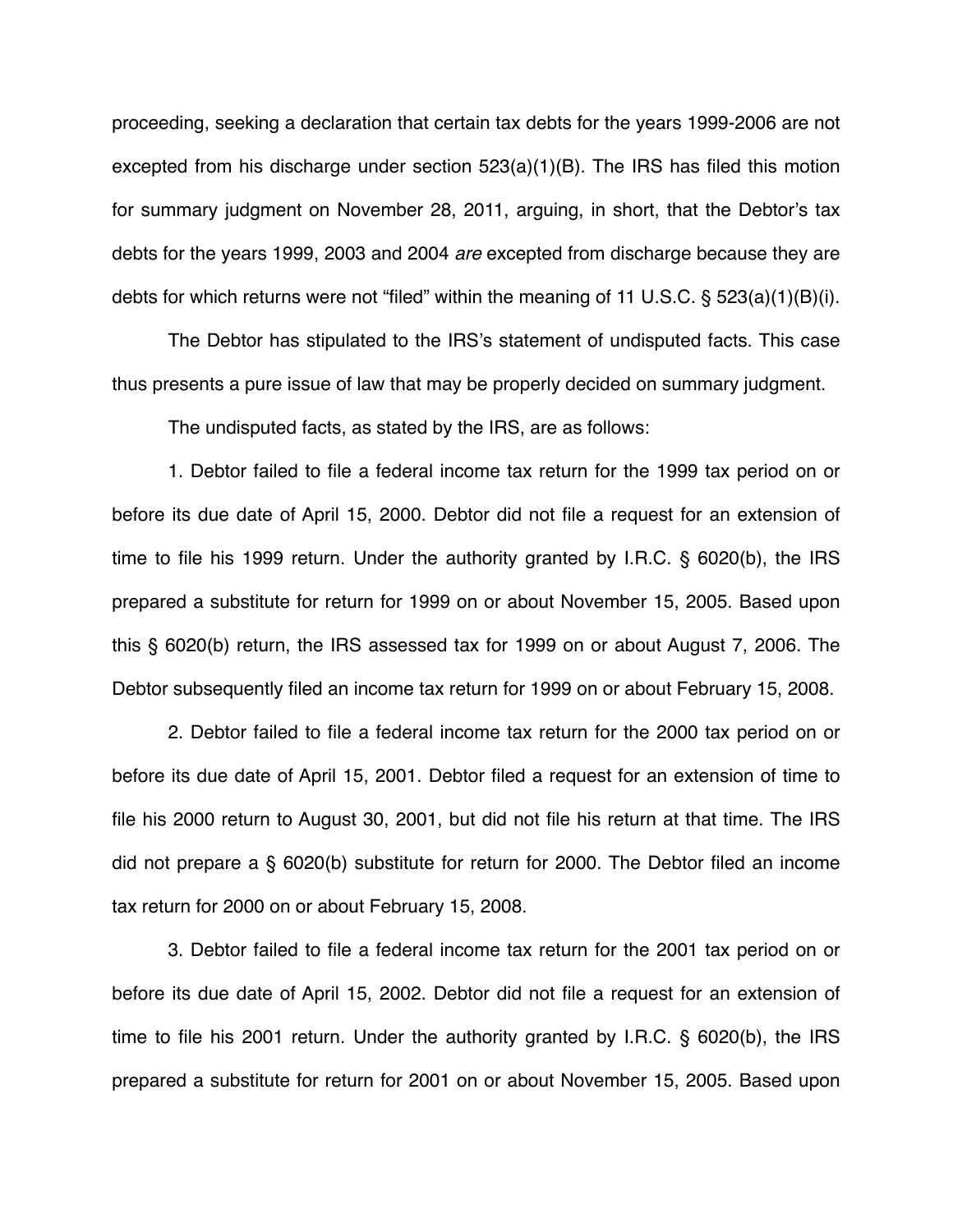proceeding, seeking a declaration that certain tax debts for the years 1999-2006 are not excepted from his discharge under section 523(a)(1)(B). The IRS has filed this motion for summary judgment on November 28, 2011, arguing, in short, that the Debtor's tax debts for the years 1999, 2003 and 2004 *are* excepted from discharge because they are debts for which returns were not "filed" within the meaning of 11 U.S.C. § 523(a)(1)(B)(i).

The Debtor has stipulated to the IRS's statement of undisputed facts. This case thus presents a pure issue of law that may be properly decided on summary judgment.

The undisputed facts, as stated by the IRS, are as follows:

1. Debtor failed to file a federal income tax return for the 1999 tax period on or before its due date of April 15, 2000. Debtor did not file a request for an extension of time to file his 1999 return. Under the authority granted by I.R.C. § 6020(b), the IRS prepared a substitute for return for 1999 on or about November 15, 2005. Based upon this § 6020(b) return, the IRS assessed tax for 1999 on or about August 7, 2006. The Debtor subsequently filed an income tax return for 1999 on or about February 15, 2008.

2. Debtor failed to file a federal income tax return for the 2000 tax period on or before its due date of April 15, 2001. Debtor filed a request for an extension of time to file his 2000 return to August 30, 2001, but did not file his return at that time. The IRS did not prepare a § 6020(b) substitute for return for 2000. The Debtor filed an income tax return for 2000 on or about February 15, 2008.

3. Debtor failed to file a federal income tax return for the 2001 tax period on or before its due date of April 15, 2002. Debtor did not file a request for an extension of time to file his 2001 return. Under the authority granted by I.R.C. § 6020(b), the IRS prepared a substitute for return for 2001 on or about November 15, 2005. Based upon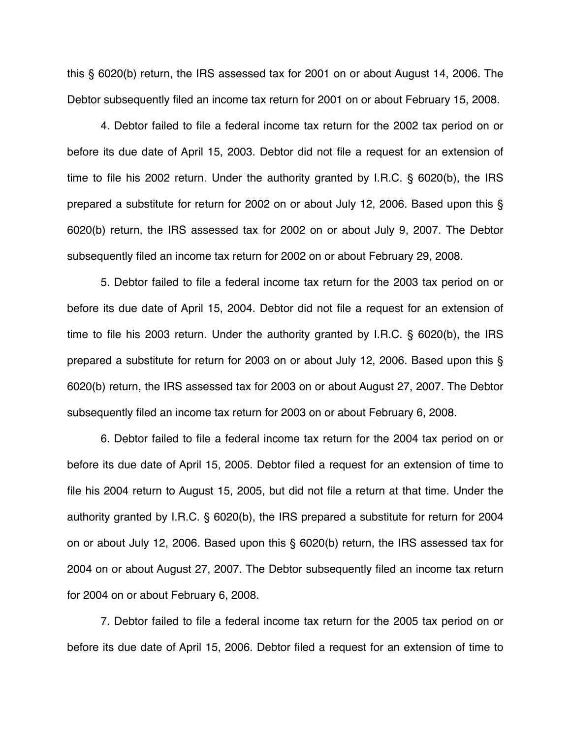this § 6020(b) return, the IRS assessed tax for 2001 on or about August 14, 2006. The Debtor subsequently filed an income tax return for 2001 on or about February 15, 2008.

4. Debtor failed to file a federal income tax return for the 2002 tax period on or before its due date of April 15, 2003. Debtor did not file a request for an extension of time to file his 2002 return. Under the authority granted by I.R.C. § 6020(b), the IRS prepared a substitute for return for 2002 on or about July 12, 2006. Based upon this § 6020(b) return, the IRS assessed tax for 2002 on or about July 9, 2007. The Debtor subsequently filed an income tax return for 2002 on or about February 29, 2008.

5. Debtor failed to file a federal income tax return for the 2003 tax period on or before its due date of April 15, 2004. Debtor did not file a request for an extension of time to file his 2003 return. Under the authority granted by I.R.C. § 6020(b), the IRS prepared a substitute for return for 2003 on or about July 12, 2006. Based upon this § 6020(b) return, the IRS assessed tax for 2003 on or about August 27, 2007. The Debtor subsequently filed an income tax return for 2003 on or about February 6, 2008.

6. Debtor failed to file a federal income tax return for the 2004 tax period on or before its due date of April 15, 2005. Debtor filed a request for an extension of time to file his 2004 return to August 15, 2005, but did not file a return at that time. Under the authority granted by I.R.C. § 6020(b), the IRS prepared a substitute for return for 2004 on or about July 12, 2006. Based upon this § 6020(b) return, the IRS assessed tax for 2004 on or about August 27, 2007. The Debtor subsequently filed an income tax return for 2004 on or about February 6, 2008.

7. Debtor failed to file a federal income tax return for the 2005 tax period on or before its due date of April 15, 2006. Debtor filed a request for an extension of time to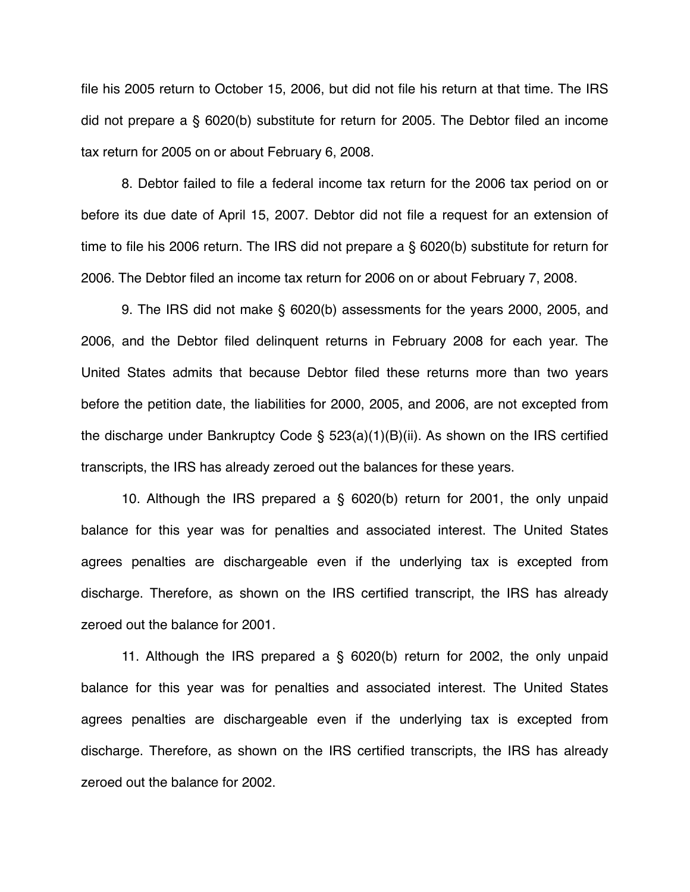file his 2005 return to October 15, 2006, but did not file his return at that time. The IRS did not prepare a § 6020(b) substitute for return for 2005. The Debtor filed an income tax return for 2005 on or about February 6, 2008.

8. Debtor failed to file a federal income tax return for the 2006 tax period on or before its due date of April 15, 2007. Debtor did not file a request for an extension of time to file his 2006 return. The IRS did not prepare a § 6020(b) substitute for return for 2006. The Debtor filed an income tax return for 2006 on or about February 7, 2008.

9. The IRS did not make § 6020(b) assessments for the years 2000, 2005, and 2006, and the Debtor filed delinquent returns in February 2008 for each year. The United States admits that because Debtor filed these returns more than two years before the petition date, the liabilities for 2000, 2005, and 2006, are not excepted from the discharge under Bankruptcy Code § 523(a)(1)(B)(ii). As shown on the IRS certified transcripts, the IRS has already zeroed out the balances for these years.

10. Although the IRS prepared a § 6020(b) return for 2001, the only unpaid balance for this year was for penalties and associated interest. The United States agrees penalties are dischargeable even if the underlying tax is excepted from discharge. Therefore, as shown on the IRS certified transcript, the IRS has already zeroed out the balance for 2001.

11. Although the IRS prepared a § 6020(b) return for 2002, the only unpaid balance for this year was for penalties and associated interest. The United States agrees penalties are dischargeable even if the underlying tax is excepted from discharge. Therefore, as shown on the IRS certified transcripts, the IRS has already zeroed out the balance for 2002.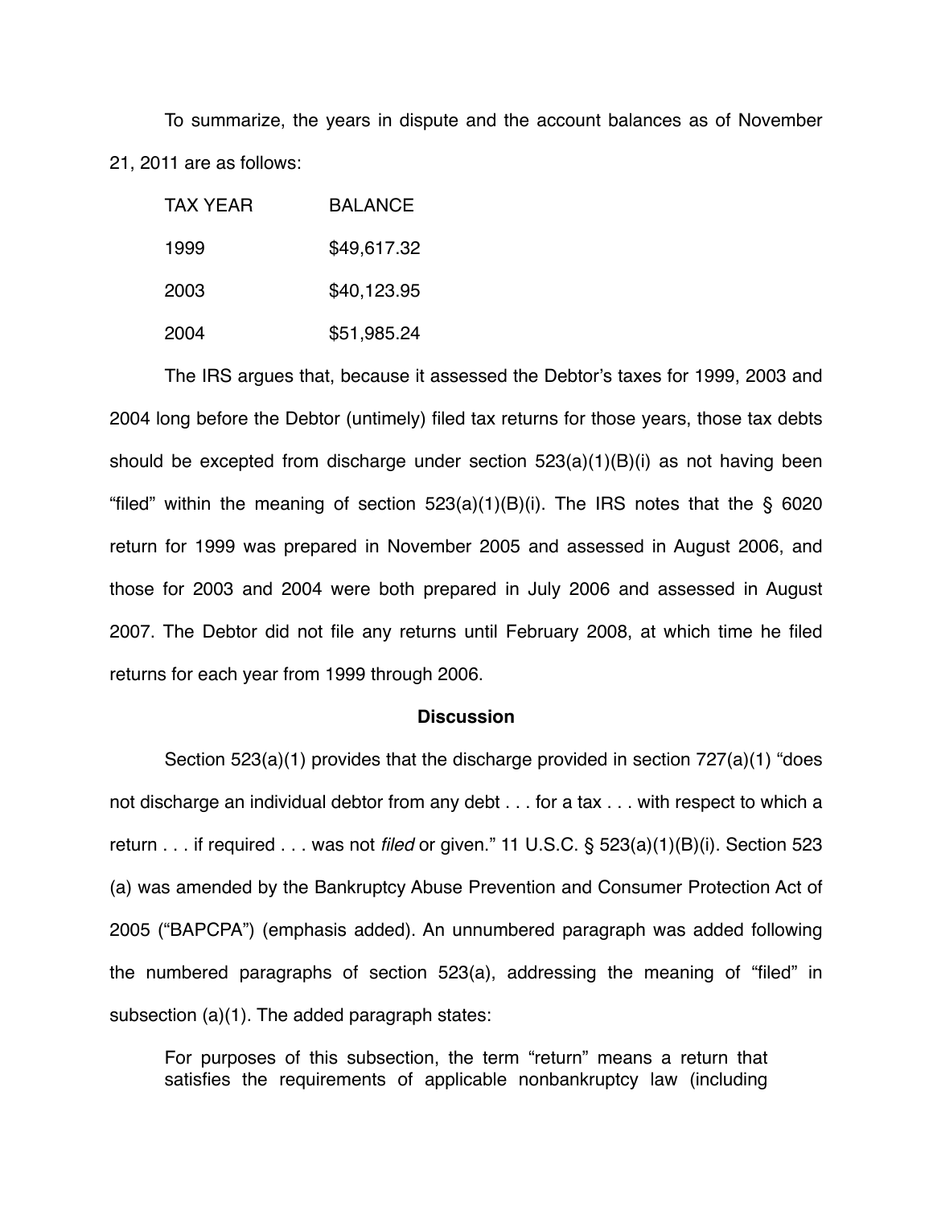To summarize, the years in dispute and the account balances as of November 21, 2011 are as follows:

| TAX YEAR | BALANCE |
|---|---|
| 1999 | $49,617.32 |
| 2003 | $40,123.95 |
| 2004 | $51,985.24 |

The IRS argues that, because it assessed the Debtor's taxes for 1999, 2003 and 2004 long before the Debtor (untimely) filed tax returns for those years, those tax debts should be excepted from discharge under section 523(a)(1)(B)(i) as not having been "filed" within the meaning of section 523(a)(1)(B)(i). The IRS notes that the § 6020 return for 1999 was prepared in November 2005 and assessed in August 2006, and those for 2003 and 2004 were both prepared in July 2006 and assessed in August 2007. The Debtor did not file any returns until February 2008, at which time he filed returns for each year from 1999 through 2006.

**Discussion**

Section 523(a)(1) provides that the discharge provided in section 727(a)(1) "does not discharge an individual debtor from any debt . . . for a tax . . . with respect to which a return . . . if required . . . was not *filed* or given." 11 U.S.C. § 523(a)(1)(B)(i). Section 523 (a) was amended by the Bankruptcy Abuse Prevention and Consumer Protection Act of 2005 ("BAPCPA") (emphasis added). An unnumbered paragraph was added following the numbered paragraphs of section 523(a), addressing the meaning of "filed" in subsection (a)(1). The added paragraph states:

> For purposes of this subsection, the term "return" means a return that satisfies the requirements of applicable nonbankruptcy law (including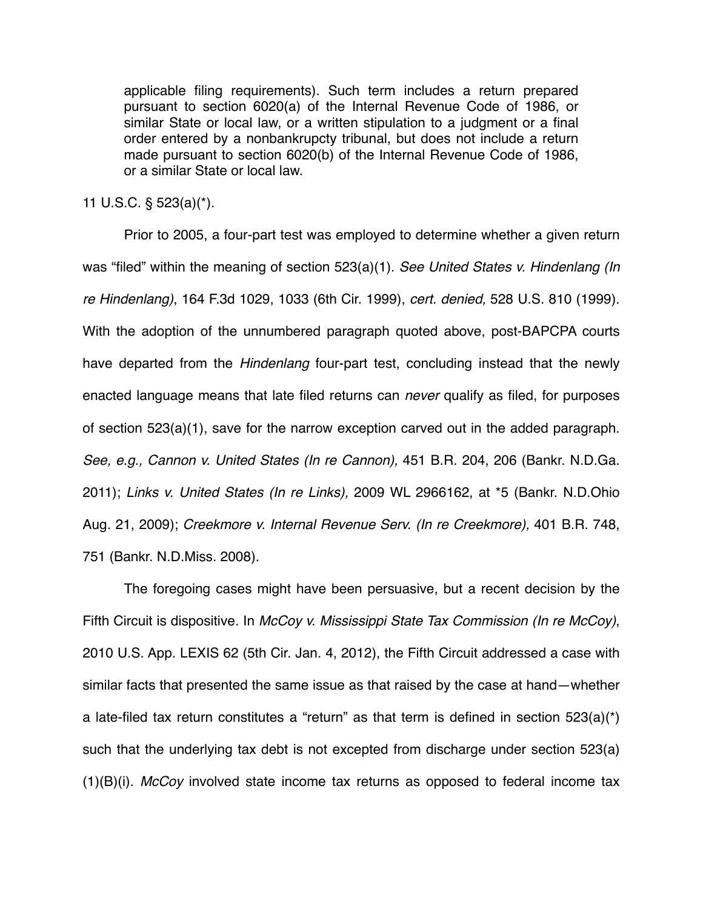> applicable filing requirements). Such term includes a return prepared pursuant to section 6020(a) of the Internal Revenue Code of 1986, or similar State or local law, or a written stipulation to a judgment or a final order entered by a nonbankrupcty tribunal, but does not include a return made pursuant to section 6020(b) of the Internal Revenue Code of 1986, or a similar State or local law.

11 U.S.C. § 523(a)(*).

Prior to 2005, a four-part test was employed to determine whether a given return was "filed" within the meaning of section 523(a)(1). *See United States v. Hindenlang (In re Hindenlang)*, 164 F.3d 1029, 1033 (6th Cir. 1999), *cert. denied,* 528 U.S. 810 (1999). With the adoption of the unnumbered paragraph quoted above, post-BAPCPA courts have departed from the *Hindenlang* four-part test, concluding instead that the newly enacted language means that late filed returns can *never* qualify as filed, for purposes of section 523(a)(1), save for the narrow exception carved out in the added paragraph. *See, e.g., Cannon v. United States (In re Cannon),* 451 B.R. 204, 206 (Bankr. N.D.Ga. 2011); *Links v. United States (In re Links),* 2009 WL 2966162, at *5 (Bankr. N.D.Ohio Aug. 21, 2009); *Creekmore v. Internal Revenue Serv. (In re Creekmore),* 401 B.R. 748, 751 (Bankr. N.D.Miss. 2008).

The foregoing cases might have been persuasive, but a recent decision by the Fifth Circuit is dispositive. In *McCoy v. Mississippi State Tax Commission (In re McCoy)*, 2010 U.S. App. LEXIS 62 (5th Cir. Jan. 4, 2012), the Fifth Circuit addressed a case with similar facts that presented the same issue as that raised by the case at hand—whether a late-filed tax return constitutes a "return" as that term is defined in section 523(a)(*) such that the underlying tax debt is not excepted from discharge under section 523(a)(1)(B)(i). *McCoy* involved state income tax returns as opposed to federal income tax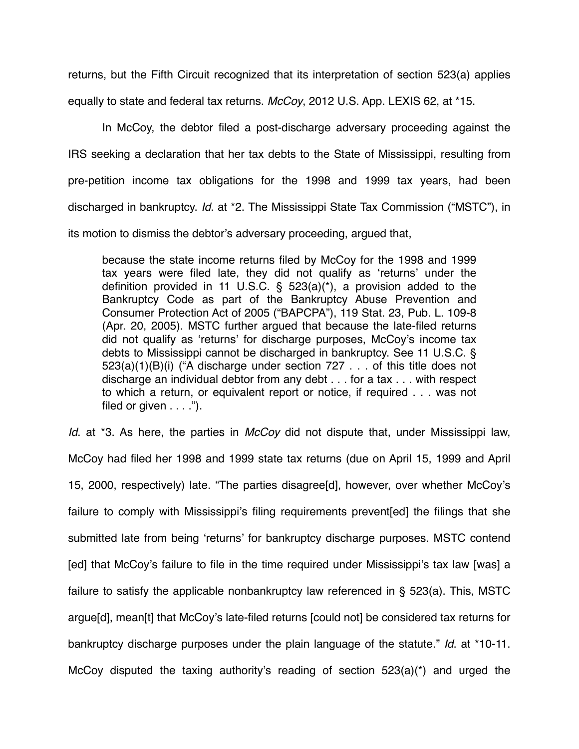returns, but the Fifth Circuit recognized that its interpretation of section 523(a) applies equally to state and federal tax returns. *McCoy*, 2012 U.S. App. LEXIS 62, at *15.

In McCoy, the debtor filed a post-discharge adversary proceeding against the IRS seeking a declaration that her tax debts to the State of Mississippi, resulting from pre-petition income tax obligations for the 1998 and 1999 tax years, had been discharged in bankruptcy. *Id*. at *2. The Mississippi State Tax Commission ("MSTC"), in its motion to dismiss the debtor's adversary proceeding, argued that,

> because the state income returns filed by McCoy for the 1998 and 1999 tax years were filed late, they did not qualify as 'returns' under the definition provided in 11 U.S.C. § 523(a)(*), a provision added to the Bankruptcy Code as part of the Bankruptcy Abuse Prevention and Consumer Protection Act of 2005 ("BAPCPA"), 119 Stat. 23, Pub. L. 109-8 (Apr. 20, 2005). MSTC further argued that because the late-filed returns did not qualify as 'returns' for discharge purposes, McCoy's income tax debts to Mississippi cannot be discharged in bankruptcy. See 11 U.S.C. § 523(a)(1)(B)(i) ("A discharge under section 727 . . . of this title does not discharge an individual debtor from any debt . . . for a tax . . . with respect to which a return, or equivalent report or notice, if required . . . was not filed or given . . . .").

*Id*. at *3. As here, the parties in *McCoy* did not dispute that, under Mississippi law, McCoy had filed her 1998 and 1999 state tax returns (due on April 15, 1999 and April 15, 2000, respectively) late. "The parties disagree[d], however, over whether McCoy's failure to comply with Mississippi's filing requirements prevent[ed] the filings that she submitted late from being 'returns' for bankruptcy discharge purposes. MSTC contend [ed] that McCoy's failure to file in the time required under Mississippi's tax law [was] a failure to satisfy the applicable nonbankruptcy law referenced in § 523(a). This, MSTC argue[d], mean[t] that McCoy's late-filed returns [could not] be considered tax returns for bankruptcy discharge purposes under the plain language of the statute." *Id*. at *10-11. McCoy disputed the taxing authority's reading of section 523(a)(*) and urged the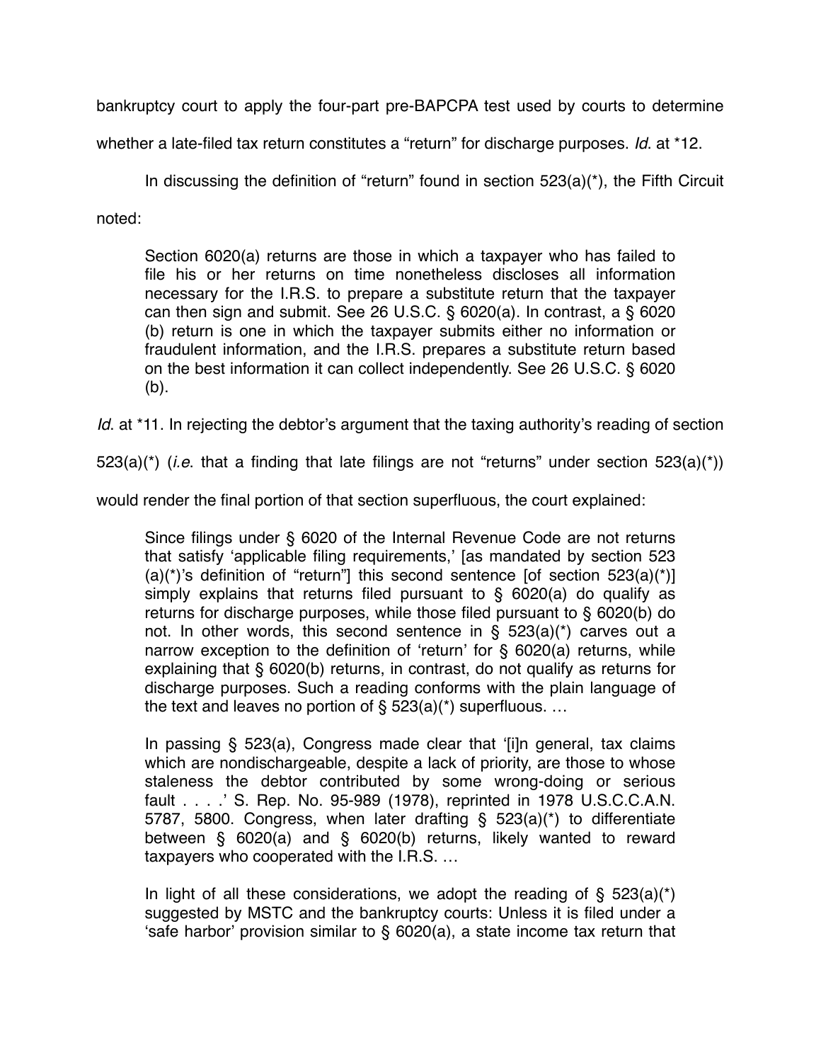bankruptcy court to apply the four-part pre-BAPCPA test used by courts to determine whether a late-filed tax return constitutes a "return" for discharge purposes. *Id*. at *12.

In discussing the definition of "return" found in section 523(a)(*), the Fifth Circuit noted:

> Section 6020(a) returns are those in which a taxpayer who has failed to file his or her returns on time nonetheless discloses all information necessary for the I.R.S. to prepare a substitute return that the taxpayer can then sign and submit. See 26 U.S.C. § 6020(a). In contrast, a § 6020 (b) return is one in which the taxpayer submits either no information or fraudulent information, and the I.R.S. prepares a substitute return based on the best information it can collect independently. See 26 U.S.C. § 6020 (b).

*Id*. at *11. In rejecting the debtor's argument that the taxing authority's reading of section 523(a)(*) (*i.e.* that a finding that late filings are not "returns" under section 523(a)(*)) would render the final portion of that section superfluous, the court explained:

> Since filings under § 6020 of the Internal Revenue Code are not returns that satisfy 'applicable filing requirements,' [as mandated by section 523 (a)(*)'s definition of "return"] this second sentence [of section 523(a)(*)] simply explains that returns filed pursuant to § 6020(a) do qualify as returns for discharge purposes, while those filed pursuant to § 6020(b) do not. In other words, this second sentence in § 523(a)(*) carves out a narrow exception to the definition of 'return' for § 6020(a) returns, while explaining that § 6020(b) returns, in contrast, do not qualify as returns for discharge purposes. Such a reading conforms with the plain language of the text and leaves no portion of § 523(a)(*) superfluous. …
>
> In passing § 523(a), Congress made clear that '[i]n general, tax claims which are nondischargeable, despite a lack of priority, are those to whose staleness the debtor contributed by some wrong-doing or serious fault . . . .' S. Rep. No. 95-989 (1978), reprinted in 1978 U.S.C.C.A.N. 5787, 5800. Congress, when later drafting § 523(a)(*) to differentiate between § 6020(a) and § 6020(b) returns, likely wanted to reward taxpayers who cooperated with the I.R.S. …
>
> In light of all these considerations, we adopt the reading of § 523(a)(*) suggested by MSTC and the bankruptcy courts: Unless it is filed under a 'safe harbor' provision similar to § 6020(a), a state income tax return that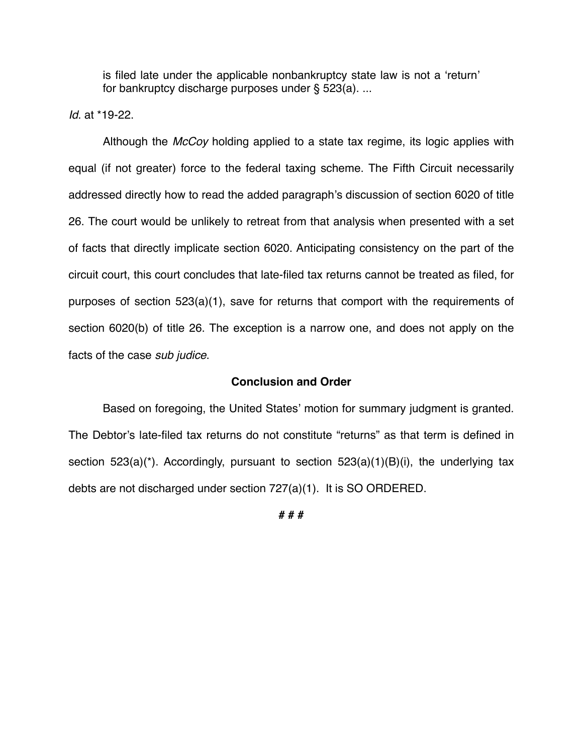> is filed late under the applicable nonbankruptcy state law is not a 'return' for bankruptcy discharge purposes under § 523(a). ...

*Id*. at *19-22.

Although the *McCoy* holding applied to a state tax regime, its logic applies with equal (if not greater) force to the federal taxing scheme. The Fifth Circuit necessarily addressed directly how to read the added paragraph's discussion of section 6020 of title 26. The court would be unlikely to retreat from that analysis when presented with a set of facts that directly implicate section 6020. Anticipating consistency on the part of the circuit court, this court concludes that late-filed tax returns cannot be treated as filed, for purposes of section 523(a)(1), save for returns that comport with the requirements of section 6020(b) of title 26. The exception is a narrow one, and does not apply on the facts of the case *sub judice*.

**Conclusion and Order**

Based on foregoing, the United States' motion for summary judgment is granted. The Debtor's late-filed tax returns do not constitute "returns" as that term is defined in section 523(a)(*). Accordingly, pursuant to section 523(a)(1)(B)(i), the underlying tax debts are not discharged under section 727(a)(1). It is SO ORDERED.

**# # #**